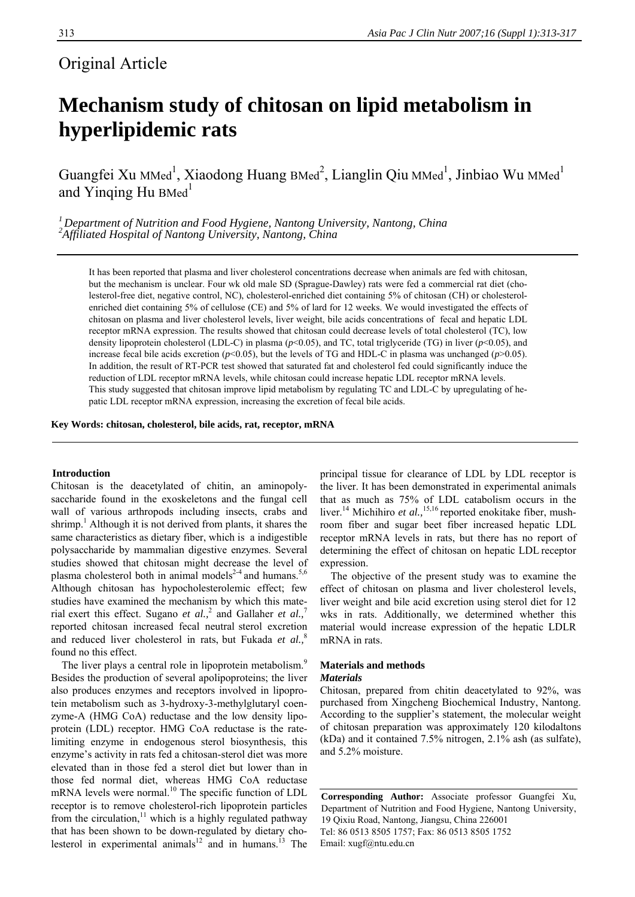Original Article

# Mechanism study of chitosan on lipid metabolism in hyperlipidemic rats

Guangfei Xu MMed[1], Xiaodong Huang BMed[2], Lianglin Qiu MMed[1], Jinbiao Wu MMed[1] and Yinqing Hu BMed[1]

*[1] Department of Nutrition and Food Hygiene, Nantong University, Nantong, China*
*[2] Affiliated Hospital of Nantong University, Nantong, China*

It has been reported that plasma and liver cholesterol concentrations decrease when animals are fed with chitosan, but the mechanism is unclear. Four wk old male SD (Sprague-Dawley) rats were fed a commercial rat diet (cholesterol-free diet, negative control, NC), cholesterol-enriched diet containing 5% of chitosan (CH) or cholesterol-enriched diet containing 5% of cellulose (CE) and 5% of lard for 12 weeks. We would investigated the effects of chitosan on plasma and liver cholesterol levels, liver weight, bile acids concentrations of fecal and hepatic LDL receptor mRNA expression. The results showed that chitosan could decrease levels of total cholesterol (TC), low density lipoprotein cholesterol (LDL-C) in plasma ($p<0.05$), and TC, total triglyceride (TG) in liver ($p<0.05$), and increase fecal bile acids excretion ($p<0.05$), but the levels of TG and HDL-C in plasma was unchanged ($p>0.05$). In addition, the result of RT-PCR test showed that saturated fat and cholesterol fed could significantly induce the reduction of LDL receptor mRNA levels, while chitosan could increase hepatic LDL receptor mRNA levels. This study suggested that chitosan improve lipid metabolism by regulating TC and LDL-C by upregulating of hepatic LDL receptor mRNA expression, increasing the excretion of fecal bile acids.

**Key Words: chitosan, cholesterol, bile acids, rat, receptor, mRNA**

## Introduction

Chitosan is the deacetylated of chitin, an aminopolysaccharide found in the exoskeletons and the fungal cell wall of various arthropods including insects, crabs and shrimp.[1] Although it is not derived from plants, it shares the same characteristics as dietary fiber, which is a indigestible polysaccharide by mammalian digestive enzymes. Several studies showed that chitosan might decrease the level of plasma cholesterol both in animal models[2-4] and humans.[5,6] Although chitosan has hypocholesterolemic effect; few studies have examined the mechanism by which this material exert this effect. Sugano *et al.,*[2] and Gallaher *et al.,*[7] reported chitosan increased fecal neutral sterol excretion and reduced liver cholesterol in rats, but Fukada *et al.,*[8] found no this effect.

The liver plays a central role in lipoprotein metabolism.[9] Besides the production of several apolipoproteins; the liver also produces enzymes and receptors involved in lipoprotein metabolism such as 3-hydroxy-3-methylglutaryl coenzyme-A (HMG CoA) reductase and the low density lipoprotein (LDL) receptor. HMG CoA reductase is the rate-limiting enzyme in endogenous sterol biosynthesis, this enzyme's activity in rats fed a chitosan-sterol diet was more elevated than in those fed a sterol diet but lower than in those fed normal diet, whereas HMG CoA reductase mRNA levels were normal.[10] The specific function of LDL receptor is to remove cholesterol-rich lipoprotein particles from the circulation,[11] which is a highly regulated pathway that has been shown to be down-regulated by dietary cholesterol in experimental animals[12] and in humans.[13] The principal tissue for clearance of LDL by LDL receptor is the liver. It has been demonstrated in experimental animals that as much as 75% of LDL catabolism occurs in the liver.[14] Michihiro *et al.,*[15,16] reported enokitake fiber, mushroom fiber and sugar beet fiber increased hepatic LDL receptor mRNA levels in rats, but there has no report of determining the effect of chitosan on hepatic LDL receptor expression.

The objective of the present study was to examine the effect of chitosan on plasma and liver cholesterol levels, liver weight and bile acid excretion using sterol diet for 12 wks in rats. Additionally, we determined whether this material would increase expression of the hepatic LDLR mRNA in rats.

## Materials and methods

### *Materials*

Chitosan, prepared from chitin deacetylated to 92%, was purchased from Xingcheng Biochemical Industry, Nantong. According to the supplier's statement, the molecular weight of chitosan preparation was approximately 120 kilodaltons (kDa) and it contained 7.5% nitrogen, 2.1% ash (as sulfate), and 5.2% moisture.

**Corresponding Author:** Associate professor Guangfei Xu, Department of Nutrition and Food Hygiene, Nantong University, 19 Qixiu Road, Nantong, Jiangsu, China 226001
Tel: 86 0513 8505 1757; Fax: 86 0513 8505 1752
Email: xugf@ntu.edu.cn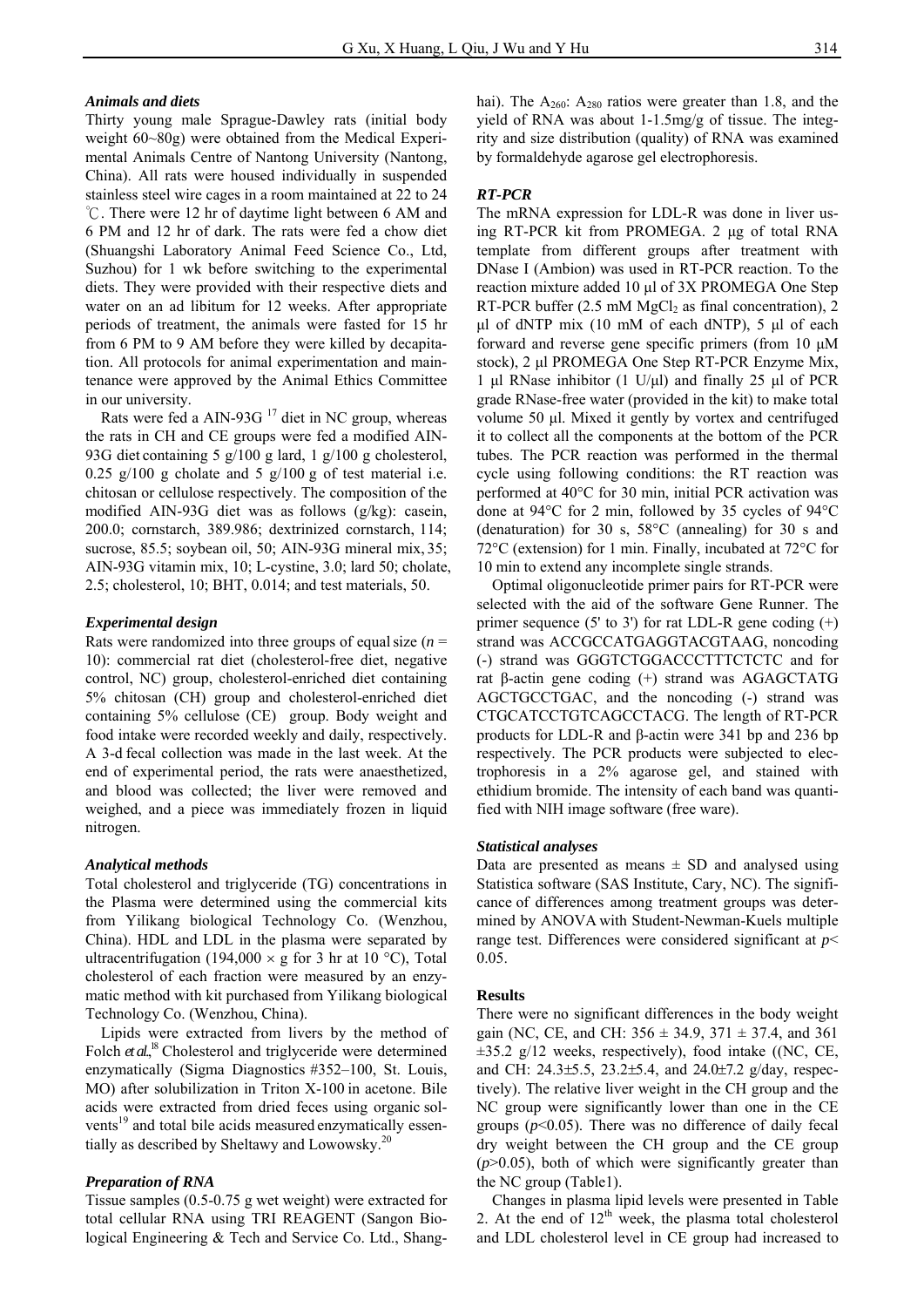### *Animals and diets*

Thirty young male Sprague-Dawley rats (initial body weight 60~80g) were obtained from the Medical Experimental Animals Centre of Nantong University (Nantong, China). All rats were housed individually in suspended stainless steel wire cages in a room maintained at 22 to 24 ℃. There were 12 hr of daytime light between 6 AM and 6 PM and 12 hr of dark. The rats were fed a chow diet (Shuangshi Laboratory Animal Feed Science Co., Ltd, Suzhou) for 1 wk before switching to the experimental diets. They were provided with their respective diets and water on an ad libitum for 12 weeks. After appropriate periods of treatment, the animals were fasted for 15 hr from 6 PM to 9 AM before they were killed by decapitation. All protocols for animal experimentation and maintenance were approved by the Animal Ethics Committee in our university.

Rats were fed a AIN-93G [17] diet in NC group, whereas the rats in CH and CE groups were fed a modified AIN-93G diet containing 5 g/100 g lard, 1 g/100 g cholesterol, 0.25 g/100 g cholate and 5 g/100 g of test material i.e. chitosan or cellulose respectively. The composition of the modified AIN-93G diet was as follows (g/kg): casein, 200.0; cornstarch, 389.986; dextrinized cornstarch, 114; sucrose, 85.5; soybean oil, 50; AIN-93G mineral mix, 35; AIN-93G vitamin mix, 10; L-cystine, 3.0; lard 50; cholate, 2.5; cholesterol, 10; BHT, 0.014; and test materials, 50.

### *Experimental design*

Rats were randomized into three groups of equal size ($n$ = 10): commercial rat diet (cholesterol-free diet, negative control, NC) group, cholesterol-enriched diet containing 5% chitosan (CH) group and cholesterol-enriched diet containing 5% cellulose (CE) group. Body weight and food intake were recorded weekly and daily, respectively. A 3-d fecal collection was made in the last week. At the end of experimental period, the rats were anaesthetized, and blood was collected; the liver were removed and weighed, and a piece was immediately frozen in liquid nitrogen.

### *Analytical methods*

Total cholesterol and triglyceride (TG) concentrations in the Plasma were determined using the commercial kits from Yilikang biological Technology Co. (Wenzhou, China). HDL and LDL in the plasma were separated by ultracentrifugation (194,000 × g for 3 hr at 10 °C), Total cholesterol of each fraction were measured by an enzymatic method with kit purchased from Yilikang biological Technology Co. (Wenzhou, China).

Lipids were extracted from livers by the method of Folch *et al*.,[18] Cholesterol and triglyceride were determined enzymatically (Sigma Diagnostics #352–100, St. Louis, MO) after solubilization in Triton X-100 in acetone. Bile acids were extracted from dried feces using organic solvents[19] and total bile acids measured enzymatically essentially as described by Sheltawy and Lowowsky.[20]

### *Preparation of RNA*

Tissue samples (0.5-0.75 g wet weight) were extracted for total cellular RNA using TRI REAGENT (Sangon Biological Engineering & Tech and Service Co. Ltd., Shanghai). The $A_{260}$: $A_{280}$ ratios were greater than 1.8, and the yield of RNA was about 1-1.5mg/g of tissue. The integrity and size distribution (quality) of RNA was examined by formaldehyde agarose gel electrophoresis.

### *RT-PCR*

The mRNA expression for LDL-R was done in liver using RT-PCR kit from PROMEGA. 2 μg of total RNA template from different groups after treatment with DNase I (Ambion) was used in RT-PCR reaction. To the reaction mixture added 10 μl of 3X PROMEGA One Step RT-PCR buffer (2.5 mM $MgCl_2$ as final concentration), 2 μl of dNTP mix (10 mM of each dNTP), 5 μl of each forward and reverse gene specific primers (from 10 μM stock), 2 μl PROMEGA One Step RT-PCR Enzyme Mix, 1 μl RNase inhibitor (1 U/μl) and finally 25 μl of PCR grade RNase-free water (provided in the kit) to make total volume 50 μl. Mixed it gently by vortex and centrifuged it to collect all the components at the bottom of the PCR tubes. The PCR reaction was performed in the thermal cycle using following conditions: the RT reaction was performed at 40°C for 30 min, initial PCR activation was done at 94°C for 2 min, followed by 35 cycles of 94°C (denaturation) for 30 s, 58°C (annealing) for 30 s and 72°C (extension) for 1 min. Finally, incubated at 72°C for 10 min to extend any incomplete single strands.

Optimal oligonucleotide primer pairs for RT-PCR were selected with the aid of the software Gene Runner. The primer sequence (5' to 3') for rat LDL-R gene coding (+) strand was ACCGCCATGAGGTACGTAAG, noncoding (-) strand was GGGTCTGGACCCTTTCTCTC and for rat β-actin gene coding (+) strand was AGAGCTATG AGCTGCCTGAC, and the noncoding (-) strand was CTGCATCCTGTCAGCCTACG. The length of RT-PCR products for LDL-R and β-actin were 341 bp and 236 bp respectively. The PCR products were subjected to electrophoresis in a 2% agarose gel, and stained with ethidium bromide. The intensity of each band was quantified with NIH image software (free ware).

### *Statistical analyses*

Data are presented as means ± SD and analysed using Statistica software (SAS Institute, Cary, NC). The significance of differences among treatment groups was determined by ANOVA with Student-Newman-Kuels multiple range test. Differences were considered significant at $p$< 0.05.

### **Results**

There were no significant differences in the body weight gain (NC, CE, and CH: 356 ± 34.9, 371 ± 37.4, and 361 ±35.2 g/12 weeks, respectively), food intake ((NC, CE, and CH: 24.3±5.5, 23.2±5.4, and 24.0±7.2 g/day, respectively). The relative liver weight in the CH group and the NC group were significantly lower than one in the CE groups ($p$<0.05). There was no difference of daily fecal dry weight between the CH group and the CE group ($p$>0.05), both of which were significantly greater than the NC group (Table1).

Changes in plasma lipid levels were presented in Table 2. At the end of 12th week, the plasma total cholesterol and LDL cholesterol level in CE group had increased to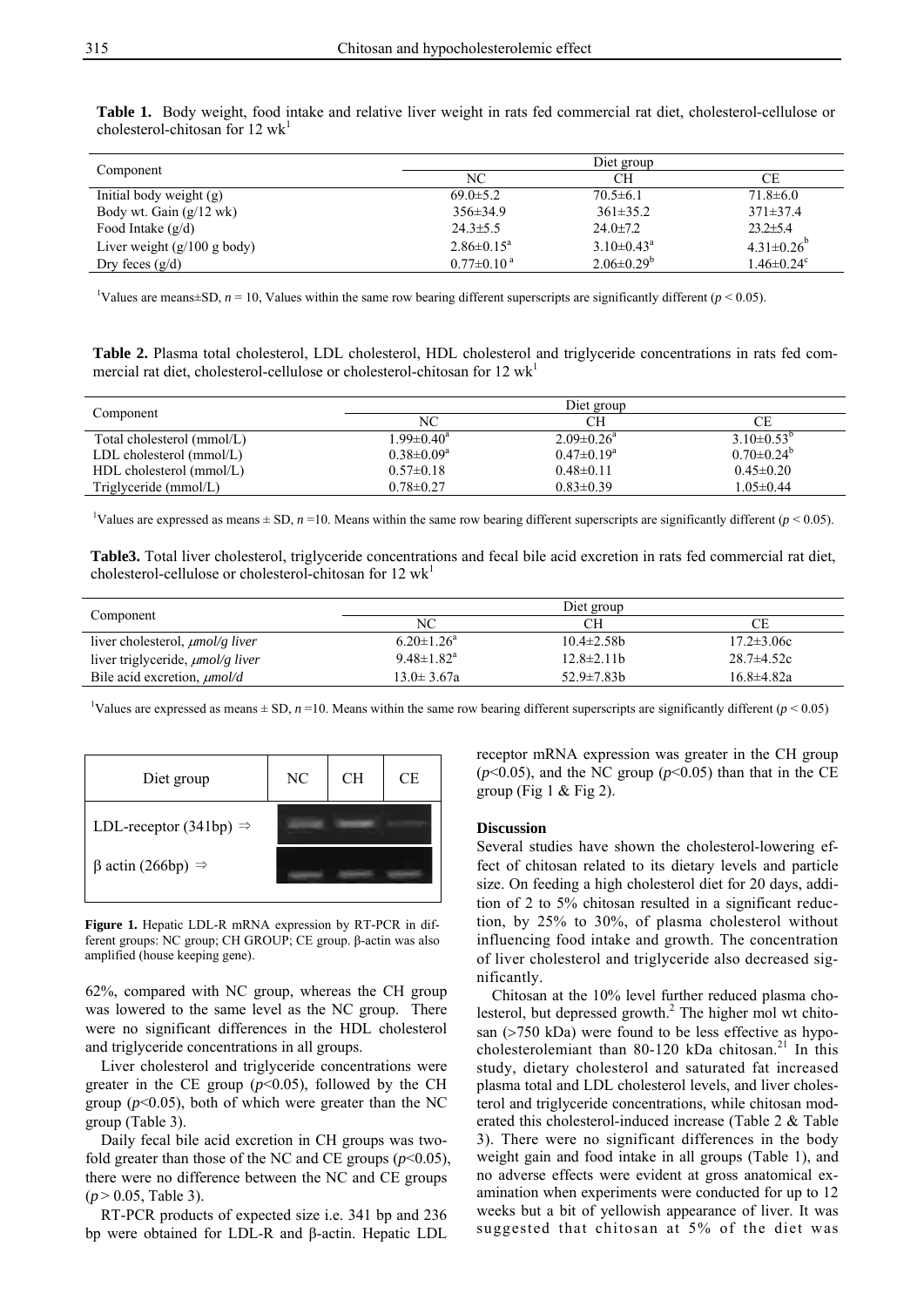**Table 1.** Body weight, food intake and relative liver weight in rats fed commercial rat diet, cholesterol-cellulose or cholesterol-chitosan for 12 wk[1]

| Component | Diet group | | |
|---|---|---|---|
| | NC | CH | CE |
| Initial body weight (g) | 69.0±5.2 | 70.5±6.1 | 71.8±6.0 |
| Body wt. Gain (g/12 wk) | 356±34.9 | 361±35.2 | 371±37.4 |
| Food Intake (g/d) | 24.3±5.5 | 24.0±7.2 | 23.2±5.4 |
| Liver weight (g/100 g body) | 2.86±0.15[a] | 3.10±0.43[a] | 4.31±0.26[b] |
| Dry feces (g/d) | 0.77±0.10[a] | 2.06±0.29[b] | 1.46±0.24[c] |

[1]Values are means±SD, $n = 10$, Values within the same row bearing different superscripts are significantly different ($p < 0.05$).

**Table 2.** Plasma total cholesterol, LDL cholesterol, HDL cholesterol and triglyceride concentrations in rats fed commercial rat diet, cholesterol-cellulose or cholesterol-chitosan for 12 wk[1]

| Component | Diet group | | |
|---|---|---|---|
| | NC | CH | CE |
| Total cholesterol (mmol/L) | 1.99±0.40[a] | 2.09±0.26[a] | 3.10±0.53[b] |
| LDL cholesterol (mmol/L) | 0.38±0.09[a] | 0.47±0.19[a] | 0.70±0.24[b] |
| HDL cholesterol (mmol/L) | 0.57±0.18 | 0.48±0.11 | 0.45±0.20 |
| Triglyceride (mmol/L) | 0.78±0.27 | 0.83±0.39 | 1.05±0.44 |

[1]Values are expressed as means ± SD, $n = 10$. Means within the same row bearing different superscripts are significantly different ($p < 0.05$).

**Table3.** Total liver cholesterol, triglyceride concentrations and fecal bile acid excretion in rats fed commercial rat diet, cholesterol-cellulose or cholesterol-chitosan for 12 wk[1]

| Component | Diet group | | |
|---|---|---|---|
| | NC | CH | CE |
| liver cholesterol, *μmol/g liver* | 6.20±1.26[a] | 10.4±2.58b | 17.2±3.06c |
| liver triglyceride, *μmol/g liver* | 9.48±1.82[a] | 12.8±2.11b | 28.7±4.52c |
| Bile acid excretion, *μmol/d* | 13.0± 3.67a | 52.9±7.83b | 16.8±4.82a |

[1]Values are expressed as means ± SD, $n = 10$. Means within the same row bearing different superscripts are significantly different ($p < 0.05$)

| Diet group | NC | CH | CE |
|---|---|---|---|
| LDL-receptor (341bp) ⇒ | | | |
| β actin (266bp) ⇒ | | | |

**Figure 1.** Hepatic LDL-R mRNA expression by RT-PCR in different groups: NC group; CH GROUP; CE group. β-actin was also amplified (house keeping gene).

62%, compared with NC group, whereas the CH group was lowered to the same level as the NC group. There were no significant differences in the HDL cholesterol and triglyceride concentrations in all groups.

Liver cholesterol and triglyceride concentrations were greater in the CE group ($p<0.05$), followed by the CH group ($p<0.05$), both of which were greater than the NC group (Table 3).

Daily fecal bile acid excretion in CH groups was two-fold greater than those of the NC and CE groups ($p<0.05$), there were no difference between the NC and CE groups ($p > 0.05$, Table 3).

RT-PCR products of expected size i.e. 341 bp and 236 bp were obtained for LDL-R and β-actin. Hepatic LDL receptor mRNA expression was greater in the CH group ($p<0.05$), and the NC group ($p<0.05$) than that in the CE group (Fig 1 & Fig 2).

## Discussion

Several studies have shown the cholesterol-lowering effect of chitosan related to its dietary levels and particle size. On feeding a high cholesterol diet for 20 days, addition of 2 to 5% chitosan resulted in a significant reduction, by 25% to 30%, of plasma cholesterol without influencing food intake and growth. The concentration of liver cholesterol and triglyceride also decreased significantly.

Chitosan at the 10% level further reduced plasma cholesterol, but depressed growth.[2] The higher mol wt chitosan (>750 kDa) were found to be less effective as hypocholesterolemiant than 80-120 kDa chitosan.[21] In this study, dietary cholesterol and saturated fat increased plasma total and LDL cholesterol levels, and liver cholesterol and triglyceride concentrations, while chitosan moderated this cholesterol-induced increase (Table 2 & Table 3). There were no significant differences in the body weight gain and food intake in all groups (Table 1), and no adverse effects were evident at gross anatomical examination when experiments were conducted for up to 12 weeks but a bit of yellowish appearance of liver. It was suggested that chitosan at 5% of the diet was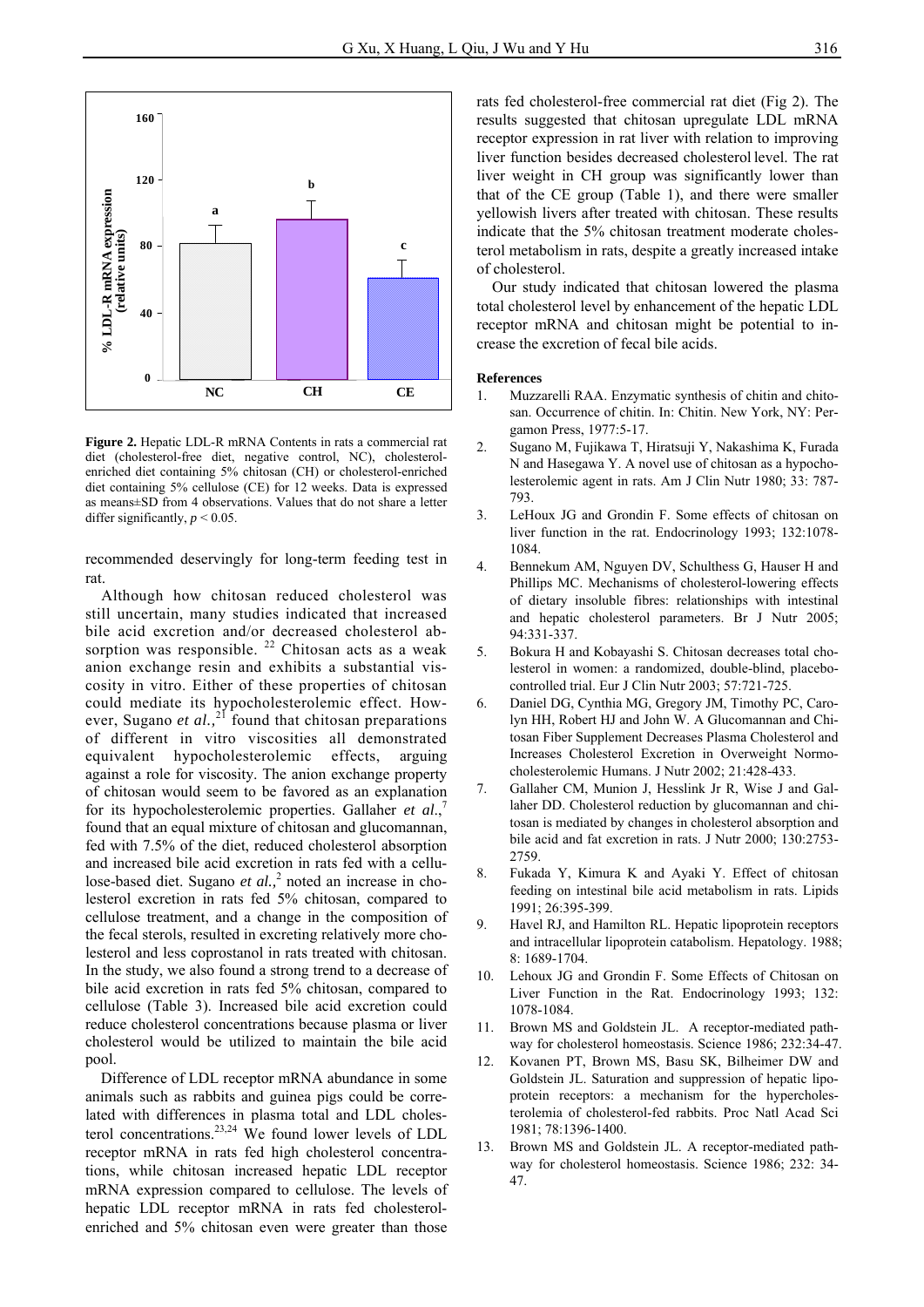**Figure 2.** Hepatic LDL-R mRNA Contents in rats a commercial rat diet (cholesterol-free diet, negative control, NC), cholesterol-enriched diet containing 5% chitosan (CH) or cholesterol-enriched diet containing 5% cellulose (CE) for 12 weeks. Data is expressed as means±SD from 4 observations. Values that do not share a letter differ significantly, $p < 0.05$.

recommended deservingly for long-term feeding test in rat.

Although how chitosan reduced cholesterol was still uncertain, many studies indicated that increased bile acid excretion and/or decreased cholesterol absorption was responsible. [22] Chitosan acts as a weak anion exchange resin and exhibits a substantial viscosity in vitro. Either of these properties of chitosan could mediate its hypocholesterolemic effect. However, Sugano *et al.,*[21] found that chitosan preparations of different in vitro viscosities all demonstrated equivalent hypocholesterolemic effects, arguing against a role for viscosity. The anion exchange property of chitosan would seem to be favored as an explanation for its hypocholesterolemic properties. Gallaher *et al*.,[7] found that an equal mixture of chitosan and glucomannan, fed with 7.5% of the diet, reduced cholesterol absorption and increased bile acid excretion in rats fed with a cellulose-based diet. Sugano *et al.,*[2] noted an increase in cholesterol excretion in rats fed 5% chitosan, compared to cellulose treatment, and a change in the composition of the fecal sterols, resulted in excreting relatively more cholesterol and less coprostanol in rats treated with chitosan. In the study, we also found a strong trend to a decrease of bile acid excretion in rats fed 5% chitosan, compared to cellulose (Table 3). Increased bile acid excretion could reduce cholesterol concentrations because plasma or liver cholesterol would be utilized to maintain the bile acid pool.

Difference of LDL receptor mRNA abundance in some animals such as rabbits and guinea pigs could be correlated with differences in plasma total and LDL cholesterol concentrations.[23,24] We found lower levels of LDL receptor mRNA in rats fed high cholesterol concentrations, while chitosan increased hepatic LDL receptor mRNA expression compared to cellulose. The levels of hepatic LDL receptor mRNA in rats fed cholesterol-enriched and 5% chitosan even were greater than those rats fed cholesterol-free commercial rat diet (Fig 2). The results suggested that chitosan upregulate LDL mRNA receptor expression in rat liver with relation to improving liver function besides decreased cholesterol level. The rat liver weight in CH group was significantly lower than that of the CE group (Table 1), and there were smaller yellowish livers after treated with chitosan. These results indicate that the 5% chitosan treatment moderate cholesterol metabolism in rats, despite a greatly increased intake of cholesterol.

Our study indicated that chitosan lowered the plasma total cholesterol level by enhancement of the hepatic LDL receptor mRNA and chitosan might be potential to increase the excretion of fecal bile acids.

## References

1. Muzzarelli RAA. Enzymatic synthesis of chitin and chitosan. Occurrence of chitin. In: Chitin. New York, NY: Pergamon Press, 1977:5-17.
2. Sugano M, Fujikawa T, Hiratsuji Y, Nakashima K, Furada N and Hasegawa Y. A novel use of chitosan as a hypocholesterolemic agent in rats. Am J Clin Nutr 1980; 33: 787-793.
3. LeHoux JG and Grondin F. Some effects of chitosan on liver function in the rat. Endocrinology 1993; 132:1078-1084.
4. Bennekum AM, Nguyen DV, Schulthess G, Hauser H and Phillips MC. Mechanisms of cholesterol-lowering effects of dietary insoluble fibres: relationships with intestinal and hepatic cholesterol parameters. Br J Nutr 2005; 94:331-337.
5. Bokura H and Kobayashi S. Chitosan decreases total cholesterol in women: a randomized, double-blind, placebo-controlled trial. Eur J Clin Nutr 2003; 57:721-725.
6. Daniel DG, Cynthia MG, Gregory JM, Timothy PC, Carolyn HH, Robert HJ and John W. A Glucomannan and Chitosan Fiber Supplement Decreases Plasma Cholesterol and Increases Cholesterol Excretion in Overweight Normocholesterolemic Humans. J Nutr 2002; 21:428-433.
7. Gallaher CM, Munion J, Hesslink Jr R, Wise J and Gallaher DD. Cholesterol reduction by glucomannan and chitosan is mediated by changes in cholesterol absorption and bile acid and fat excretion in rats. J Nutr 2000; 130:2753-2759.
8. Fukada Y, Kimura K and Ayaki Y. Effect of chitosan feeding on intestinal bile acid metabolism in rats. Lipids 1991; 26:395-399.
9. Havel RJ, and Hamilton RL. Hepatic lipoprotein receptors and intracellular lipoprotein catabolism. Hepatology. 1988; 8: 1689-1704.
10. Lehoux JG and Grondin F. Some Effects of Chitosan on Liver Function in the Rat. Endocrinology 1993; 132: 1078-1084.
11. Brown MS and Goldstein JL. A receptor-mediated pathway for cholesterol homeostasis. Science 1986; 232:34-47.
12. Kovanen PT, Brown MS, Basu SK, Bilheimer DW and Goldstein JL. Saturation and suppression of hepatic lipoprotein receptors: a mechanism for the hypercholesterolemia of cholesterol-fed rabbits. Proc Natl Acad Sci 1981; 78:1396-1400.
13. Brown MS and Goldstein JL. A receptor-mediated pathway for cholesterol homeostasis. Science 1986; 232: 34-47.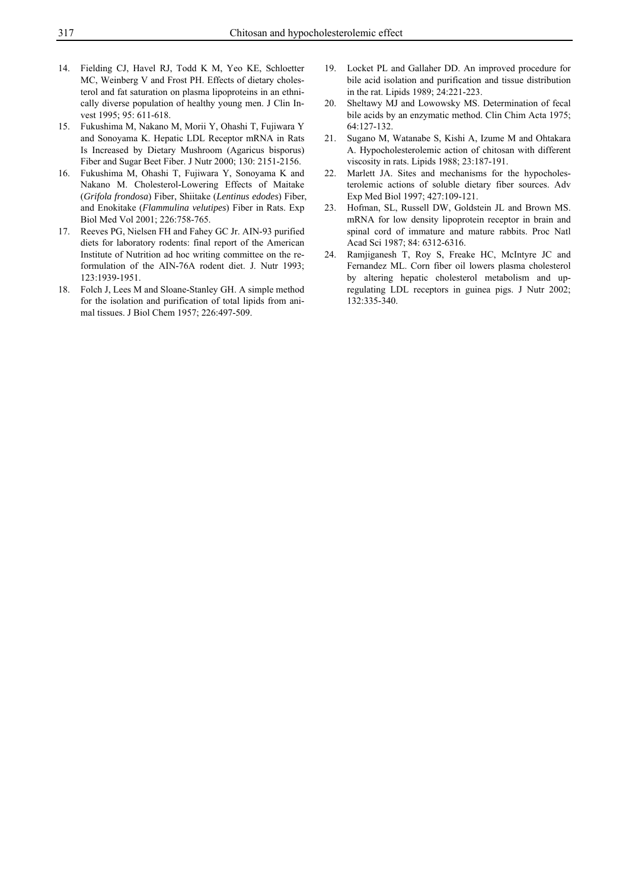14. Fielding CJ, Havel RJ, Todd K M, Yeo KE, Schloetter MC, Weinberg V and Frost PH. Effects of dietary cholesterol and fat saturation on plasma lipoproteins in an ethnically diverse population of healthy young men. J Clin Invest 1995; 95: 611-618.
15. Fukushima M, Nakano M, Morii Y, Ohashi T, Fujiwara Y and Sonoyama K. Hepatic LDL Receptor mRNA in Rats Is Increased by Dietary Mushroom (Agaricus bisporus) Fiber and Sugar Beet Fiber. J Nutr 2000; 130: 2151-2156.
16. Fukushima M, Ohashi T, Fujiwara Y, Sonoyama K and Nakano M. Cholesterol-Lowering Effects of Maitake (*Grifola frondosa*) Fiber, Shiitake (*Lentinus edodes*) Fiber, and Enokitake (*Flammulina velutipes*) Fiber in Rats. Exp Biol Med Vol 2001; 226:758-765.
17. Reeves PG, Nielsen FH and Fahey GC Jr. AIN-93 purified diets for laboratory rodents: final report of the American Institute of Nutrition ad hoc writing committee on the reformulation of the AIN-76A rodent diet. J. Nutr 1993; 123:1939-1951.
18. Folch J, Lees M and Sloane-Stanley GH. A simple method for the isolation and purification of total lipids from animal tissues. J Biol Chem 1957; 226:497-509.
19. Locket PL and Gallaher DD. An improved procedure for bile acid isolation and purification and tissue distribution in the rat. Lipids 1989; 24:221-223.
20. Sheltawy MJ and Lowowsky MS. Determination of fecal bile acids by an enzymatic method. Clin Chim Acta 1975; 64:127-132.
21. Sugano M, Watanabe S, Kishi A, Izume M and Ohtakara A. Hypocholesterolemic action of chitosan with different viscosity in rats. Lipids 1988; 23:187-191.
22. Marlett JA. Sites and mechanisms for the hypocholesterolemic actions of soluble dietary fiber sources. Adv Exp Med Biol 1997; 427:109-121.
23. Hofman, SL, Russell DW, Goldstein JL and Brown MS. mRNA for low density lipoprotein receptor in brain and spinal cord of immature and mature rabbits. Proc Natl Acad Sci 1987; 84: 6312-6316.
24. Ramjiganesh T, Roy S, Freake HC, McIntyre JC and Fernandez ML. Corn fiber oil lowers plasma cholesterol by altering hepatic cholesterol metabolism and up-regulating LDL receptors in guinea pigs. J Nutr 2002; 132:335-340.